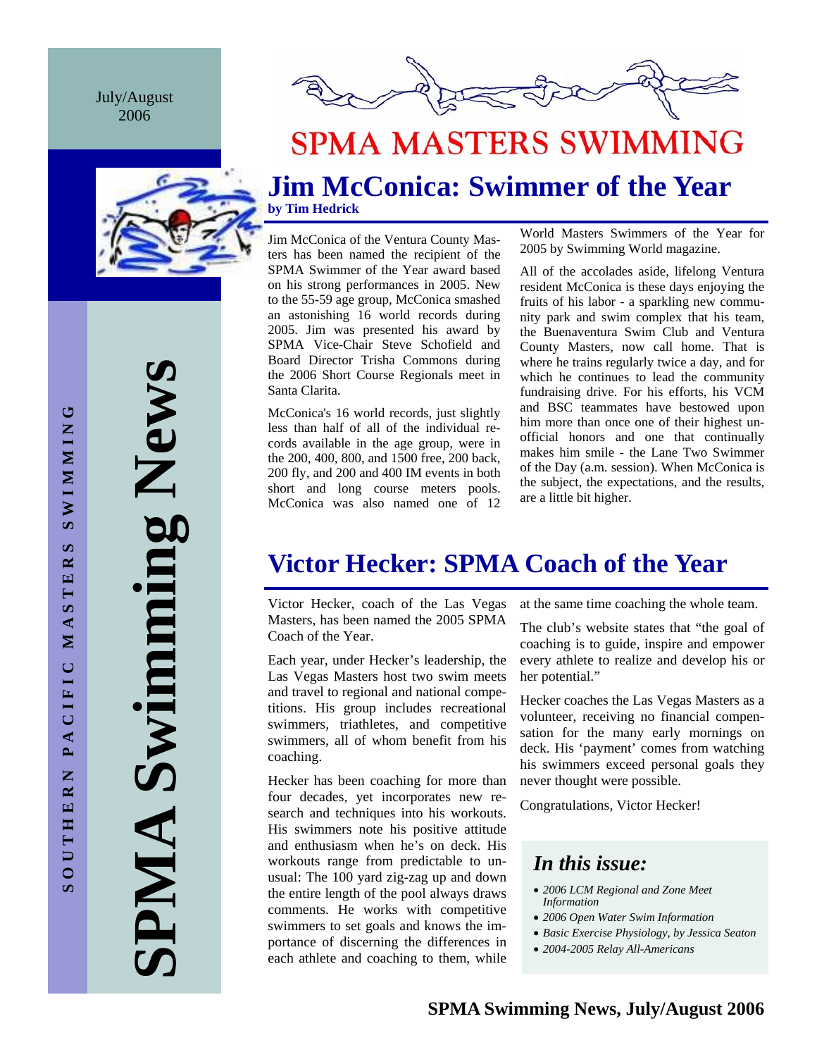July/August 2006

SOUTHERN PACIFIC MASTERS SWIMMING

# SPMA Swimming News

# SPMA MASTERS SWIMMING

## Jim McConica: Swimmer of the Year

**by Tim Hedrick**

Jim McConica of the Ventura County Masters has been named the recipient of the SPMA Swimmer of the Year award based on his strong performances in 2005. New to the 55-59 age group, McConica smashed an astonishing 16 world records during 2005. Jim was presented his award by SPMA Vice-Chair Steve Schofield and Board Director Trisha Commons during the 2006 Short Course Regionals meet in Santa Clarita.

McConica's 16 world records, just slightly less than half of all of the individual records available in the age group, were in the 200, 400, 800, and 1500 free, 200 back, 200 fly, and 200 and 400 IM events in both short and long course meters pools. McConica was also named one of 12 World Masters Swimmers of the Year for 2005 by Swimming World magazine.

All of the accolades aside, lifelong Ventura resident McConica is these days enjoying the fruits of his labor - a sparkling new community park and swim complex that his team, the Buenaventura Swim Club and Ventura County Masters, now call home. That is where he trains regularly twice a day, and for which he continues to lead the community fundraising drive. For his efforts, his VCM and BSC teammates have bestowed upon him more than once one of their highest unofficial honors and one that continually makes him smile - the Lane Two Swimmer of the Day (a.m. session). When McConica is the subject, the expectations, and the results, are a little bit higher.

## Victor Hecker: SPMA Coach of the Year

Victor Hecker, coach of the Las Vegas Masters, has been named the 2005 SPMA Coach of the Year.

Each year, under Hecker's leadership, the Las Vegas Masters host two swim meets and travel to regional and national competitions. His group includes recreational swimmers, triathletes, and competitive swimmers, all of whom benefit from his coaching.

Hecker has been coaching for more than four decades, yet incorporates new research and techniques into his workouts. His swimmers note his positive attitude and enthusiasm when he's on deck. His workouts range from predictable to unusual: The 100 yard zig-zag up and down the entire length of the pool always draws comments. He works with competitive swimmers to set goals and knows the importance of discerning the differences in each athlete and coaching to them, while at the same time coaching the whole team.

The club's website states that "the goal of coaching is to guide, inspire and empower every athlete to realize and develop his or her potential."

Hecker coaches the Las Vegas Masters as a volunteer, receiving no financial compensation for the many early mornings on deck. His 'payment' comes from watching his swimmers exceed personal goals they never thought were possible.

Congratulations, Victor Hecker!

### *In this issue:*

- *2006 LCM Regional and Zone Meet Information*
- *2006 Open Water Swim Information*
- *Basic Exercise Physiology, by Jessica Seaton*
- *2004-2005 Relay All-Americans*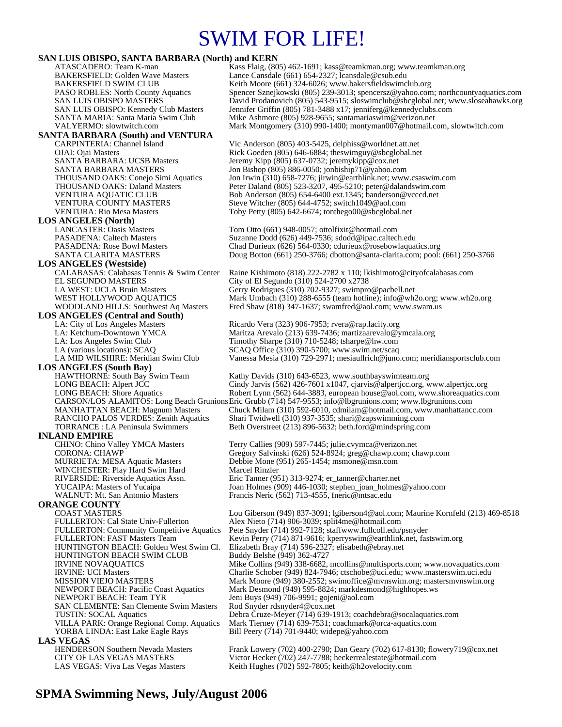# SWIM FOR LIFE!

**SAN LUIS OBISPO, SANTA BARBARA (North) and KERN**

| | |
|---|---|
| ATASCADERO: Team K-man | Kass Flaig, (805) 462-1691; kass@teamkman.org; www.teamkman.org |
| BAKERSFIELD: Golden Wave Masters | Lance Cansdale (661) 654-2327; lcansdale@csub.edu |
| BAKERSFIELD SWIM CLUB | Keith Moore (661) 324-6026; www.bakersfieldswimclub.org |
| PASO ROBLES: North County Aquatics | Spencer Sznejkowski (805) 239-3013; spencersz@yahoo.com; northcountyaquatics.com |
| SAN LUIS OBISPO MASTERS | David Prodanovich (805) 543-9515; sloswimclub@sbcglobal.net; www.sloseahawks.org |
| SAN LUIS OBISPO: Kennedy Club Masters | Jennifer Griffin (805) 781-3488 x17; jenniferg@kennedyclubs.com |
| SANTA MARIA: Santa Maria Swim Club | Mike Ashmore (805) 928-9655; santamariaswim@verizon.net |
| VALYERMO: slowtwitch.com | Mark Montgomery (310) 990-1400; montyman007@hotmail.com, slowtwitch.com |

**SANTA BARBARA (South) and VENTURA**

| | |
|---|---|
| CARPINTERIA: Channel Island | Vic Anderson (805) 403-5425, delphiss@worldnet.att.net |
| OJAI: Ojai Masters | Rick Goeden (805) 646-6884; theswimguy@sbcglobal.net |
| SANTA BARBARA: UCSB Masters | Jeremy Kipp (805) 637-0732; jeremykipp@cox.net |
| SANTA BARBARA MASTERS | Jon Bishop (805) 886-0050; jonbiship71@yahoo.com |
| THOUSAND OAKS: Conejo Simi Aquatics | Jon Irwin (310) 658-7276; jirwin@earthlink.net; www.csaswim.com |
| THOUSAND OAKS: Daland Masters | Peter Daland (805) 523-3207, 495-5210; peter@dalandswim.com |
| VENTURA AQUATIC CLUB | Bob Anderson (805) 654-6400 ext.1345; banderson@vcccd.net |
| VENTURA COUNTY MASTERS | Steve Witcher (805) 644-4752; switch1049@aol.com |
| VENTURA: Rio Mesa Masters | Toby Petty (805) 642-6674; tonthego00@sbcglobal.net |

**LOS ANGELES (North)**

| | |
|---|---|
| LANCASTER: Oasis Masters | Tom Otto (661) 948-0057; ottolfixit@hotmail.com |
| PASADENA: Caltech Masters | Suzanne Dodd (626) 449-7536; sdodd@ipac.caltech.edu |
| PASADENA: Rose Bowl Masters | Chad Durieux (626) 564-0330; cdurieux@rosebowlaquatics.org |
| SANTA CLARITA MASTERS | Doug Botton (661) 250-3766; dbotton@santa-clarita.com; pool: (661) 250-3766 |

**LOS ANGELES (Westside)**

| | |
|---|---|
| CALABASAS: Calabasas Tennis & Swim Center | Raine Kishimoto (818) 222-2782 x 110; lkishimoto@cityofcalabasas.com |
| EL SEGUNDO MASTERS | City of El Segundo (310) 524-2700 x2738 |
| LA WEST: UCLA Bruin Masters | Gerry Rodrigues (310) 702-9327; swimpro@pacbell.net |
| WEST HOLLYWOOD AQUATICS | Mark Umbach (310) 288-6555 (team hotline); info@wh2o.org; www.wh2o.org |
| WOODLAND HILLS: Southwest Aq Masters | Fred Shaw (818) 347-1637; swamfred@aol.com; www.swam.us |

**LOS ANGELES (Central and South)**

| | |
|---|---|
| LA: City of Los Angeles Masters | Ricardo Vera (323) 906-7953; rvera@rap.lacity.org |
| LA: Ketchum-Downtown YMCA | Maritza Arevalo (213) 639-7436; martizaarevalo@ymcala.org |
| LA: Los Angeles Swim Club | Timothy Sharpe (310) 710-5248; tsharpe@hw.com |
| LA (various locations): SCAQ | SCAQ Office (310) 390-5700; www.swim.net/scaq |
| LA MID WILSHIRE: Meridian Swim Club | Vanessa Mesia (310) 729-2971; mesiaullrich@juno.com; meridiansportsclub.com |

**LOS ANGELES (South Bay)**

| | |
|---|---|
| HAWTHORNE: South Bay Swim Team | Kathy Davids (310) 643-6523, www.southbayswimteam.org |
| LONG BEACH: Alpert JCC | Cindy Jarvis (562) 426-7601 x1047, cjarvis@alpertjcc.org, www.alpertjcc.org |
| LONG BEACH: Shore Aquatics | Robert Lynn (562) 644-3883, european house@aol.com, www.shoreaquatics.com |
| CARSON/LOS ALAMITOS: Long Beach Grunions | Eric Grubb (714) 547-9553; info@lbgrunions.com; www.lbgrunions.com |
| MANHATTAN BEACH: Magnum Masters | Chuck Milam (310) 592-6010, cdmilam@hotmail.com, www.manhattancc.com |
| RANCHO PALOS VERDES: Zenith Aquatics | Shari Twidwell (310) 937-3535; shari@zapswimming.com |
| TORRANCE : LA Peninsula Swimmers | Beth Overstreet (213) 896-5632; beth.ford@mindspring.com |

**INLAND EMPIRE**

| | |
|---|---|
| CHINO: Chino Valley YMCA Masters | Terry Callies (909) 597-7445; julie.cvymca@verizon.net |
| CORONA: CHAWP | Gregory Salvinski (626) 524-8924; greg@chawp.com; chawp.com |
| MURRIETA: MESA Aquatic Masters | Debbie Mone (951) 265-1454; msmone@msn.com |
| WINCHESTER: Play Hard Swim Hard | Marcel Rinzler |
| RIVERSIDE: Riverside Aquatics Assn. | Eric Tanner (951) 313-9274; er_tanner@charter.net |
| YUCAIPA: Masters of Yucaipa | Joan Holmes (909) 446-1030; stephen_joan_holmes@yahoo.com |
| WALNUT: Mt. San Antonio Masters | Francis Neric (562) 713-4555, fneric@mtsac.edu |

**ORANGE COUNTY**

| | |
|---|---|
| COAST MASTERS | Lou Giberson (949) 837-3091; lgiberson4@aol.com; Maurine Kornfeld (213) 469-8518 |
| FULLERTON: Cal State Univ-Fullerton | Alex Nieto (714) 906-3039; split4me@hotmail.com |
| FULLERTON: Community Competitive Aquatics | Pete Snyder (714) 992-7128; staffwww.fullcoll.edu/psnyder |
| FULLERTON: FAST Masters Team | Kevin Perry (714) 871-9616; kperryswim@earthlink.net, fastswim.org |
| HUNTINGTON BEACH: Golden West Swim Cl. | Elizabeth Bray (714) 596-2327; elisabeth@ebray.net |
| HUNTINGTON BEACH SWIM CLUB | Buddy Belshe (949) 362-4727 |
| IRVINE NOVAQUATICS | Mike Collins (949) 338-6682, mcollins@multisports.com; www.novaquatics.com |
| IRVINE: UCI Masters | Charlie Schober (949) 824-7946; ctschobe@uci.edu; www.masterswim.uci.edu |
| MISSION VIEJO MASTERS | Mark Moore (949) 380-2552; swimoffice@mvnswim.org; mastersmvnswim.org |
| NEWPORT BEACH: Pacific Coast Aquatics | Mark Desmond (949) 595-8824; markdesmond@highhopes.ws |
| NEWPORT BEACH: Team TYR | Jeni Buys (949) 706-9991; gojeni@aol.com |
| SAN CLEMENTE: San Clemente Swim Masters | Rod Snyder rdsnyder4@cox.net |
| TUSTIN: SOCAL Aquatics | Debra Cruze-Meyer (714) 639-1913; coachdebra@socalaquatics.com |
| VILLA PARK: Orange Regional Comp. Aquatics | Mark Tierney (714) 639-7531; coachmark@orca-aquatics.com |
| YORBA LINDA: East Lake Eagle Rays | Bill Peery (714) 701-9440; widepe@yahoo.com |

**LAS VEGAS**

| | |
|---|---|
| HENDERSON Southern Nevada Masters | Frank Lowery (702) 400-2790; Dan Geary (702) 617-8130; flowery719@cox.net |
| CITY OF LAS VEGAS MASTERS | Victor Hecker (702) 247-7788; heckerrealestate@hotmail.com |
| LAS VEGAS: Viva Las Vegas Masters | Keith Hughes (702) 592-7805; keith@h2ovelocity.com |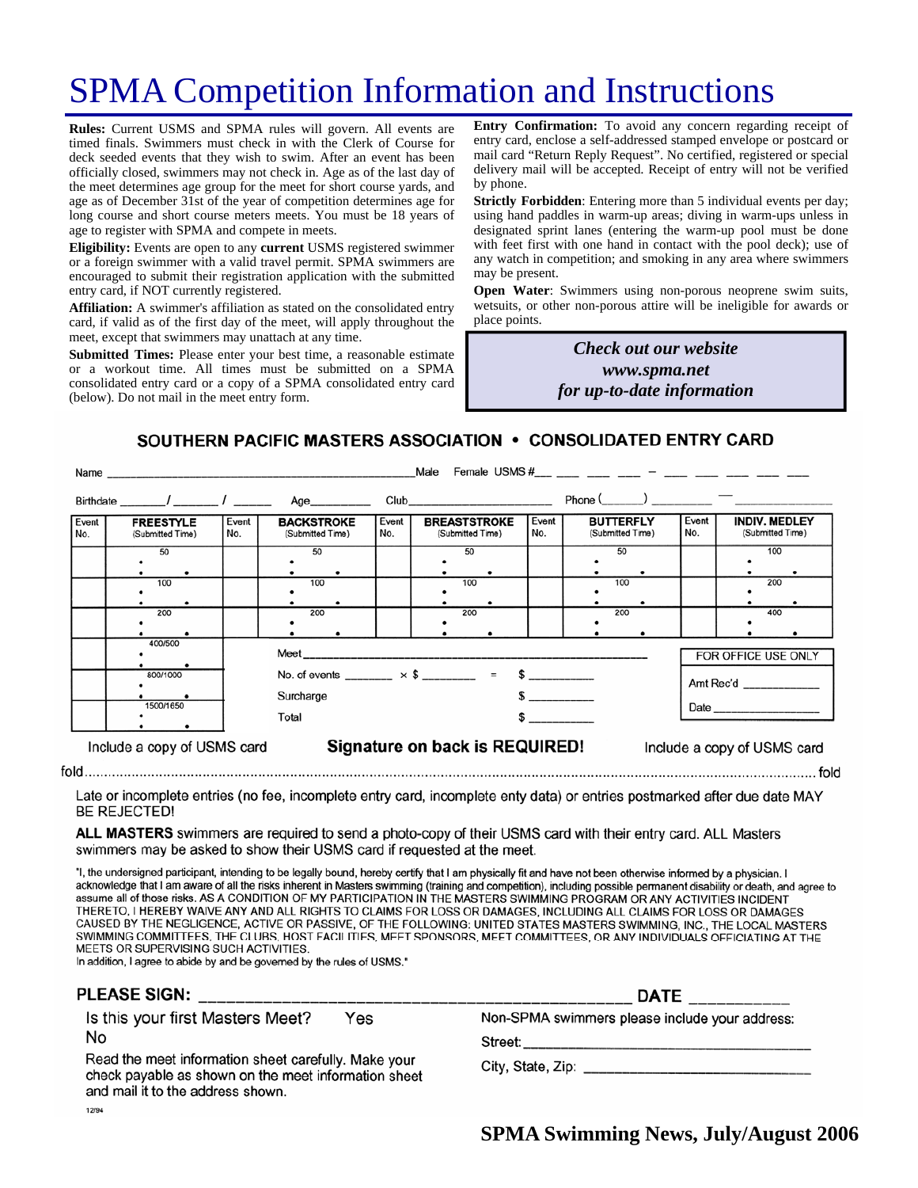# SPMA Competition Information and Instructions

**Rules:** Current USMS and SPMA rules will govern. All events are timed finals. Swimmers must check in with the Clerk of Course for deck seeded events that they wish to swim. After an event has been officially closed, swimmers may not check in. Age as of the last day of the meet determines age group for the meet for short course yards, and age as of December 31st of the year of competition determines age for long course and short course meters meets. You must be 18 years of age to register with SPMA and compete in meets.

**Eligibility:** Events are open to any **current** USMS registered swimmer or a foreign swimmer with a valid travel permit. SPMA swimmers are encouraged to submit their registration application with the submitted entry card, if NOT currently registered.

**Affiliation:** A swimmer's affiliation as stated on the consolidated entry card, if valid as of the first day of the meet, will apply throughout the meet, except that swimmers may unattach at any time.

**Submitted Times:** Please enter your best time, a reasonable estimate or a workout time. All times must be submitted on a SPMA consolidated entry card or a copy of a SPMA consolidated entry card (below). Do not mail in the meet entry form.

**Entry Confirmation:** To avoid any concern regarding receipt of entry card, enclose a self-addressed stamped envelope or postcard or mail card "Return Reply Request". No certified, registered or special delivery mail will be accepted. Receipt of entry will not be verified by phone.

**Strictly Forbidden**: Entering more than 5 individual events per day; using hand paddles in warm-up areas; diving in warm-ups unless in designated sprint lanes (entering the warm-up pool must be done with feet first with one hand in contact with the pool deck); use of any watch in competition; and smoking in any area where swimmers may be present.

**Open Water**: Swimmers using non-porous neoprene swim suits, wetsuits, or other non-porous attire will be ineligible for awards or place points.

***Check out our website***
***www.spma.net***
***for up-to-date information***

## SOUTHERN PACIFIC MASTERS ASSOCIATION • CONSOLIDATED ENTRY CARD

Name ______________________ Male Female USMS #___ ___ ___ ___ – ___ ___ ___ ___ ___

Birthdate ______/______/______ Age________ Club____________________ Phone (______) ________ — ____________

| Event No. | FREESTYLE (Submitted Time) | Event No. | BACKSTROKE (Submitted Time) | Event No. | BREASTSTROKE (Submitted Time) | Event No. | BUTTERFLY (Submitted Time) | Event No. | INDIV. MEDLEY (Submitted Time) |
|---|---|---|---|---|---|---|---|---|---|
| | 50 | | 50 | | 50 | | 50 | | 100 |
| | 100 | | 100 | | 100 | | 100 | | 200 |
| | 200 | | 200 | | 200 | | 200 | | 400 |
| | 400/500 | | | | | | | | |
| | 800/1000 | | | | | | | | |
| | 1500/1650 | | | | | | | | |

Meet ____________________________________________

No. of events ________ × $ ________ = $ __________

Surcharge $ __________

Total $ __________

FOR OFFICE USE ONLY
Amt Rec'd ____________
Date ________________

Include a copy of USMS card **Signature on back is REQUIRED!** Include a copy of USMS card

fold ........................................................................................................................ fold

Late or incomplete entries (no fee, incomplete entry card, incomplete enty data) or entries postmarked after due date MAY BE REJECTED!

**ALL MASTERS** swimmers are required to send a photo-copy of their USMS card with their entry card. ALL Masters swimmers may be asked to show their USMS card if requested at the meet.

"I, the undersigned participant, intending to be legally bound, hereby certify that I am physically fit and have not been otherwise informed by a physician. I acknowledge that I am aware of all the risks inherent in Masters swimming (training and competition), including possible permanent disability or death, and agree to assume all of those risks. AS A CONDITION OF MY PARTICIPATION IN THE MASTERS SWIMMING PROGRAM OR ANY ACTIVITIES INCIDENT THERETO, I HEREBY WAIVE ANY AND ALL RIGHTS TO CLAIMS FOR LOSS OR DAMAGES, INCLUDING ALL CLAIMS FOR LOSS OR DAMAGES CAUSED BY THE NEGLIGENCE, ACTIVE OR PASSIVE, OF THE FOLLOWING: UNITED STATES MASTERS SWIMMING, INC., THE LOCAL MASTERS SWIMMING COMMITTEES, THE CLUBS, HOST FACILITIES, MEET SPONSORS, MEET COMMITTEES, OR ANY INDIVIDUALS OFFICIATING AT THE MEETS OR SUPERVISING SUCH ACTIVITIES.
In addition, I agree to abide by and be governed by the rules of USMS."

**PLEASE SIGN:** ______________________________________ **DATE** __________

Is this your first Masters Meet? Yes No

Read the meet information sheet carefully. Make your check payable as shown on the meet information sheet and mail it to the address shown.

Non-SPMA swimmers please include your address:

Street: ______________________________

City, State, Zip: ______________________

12/94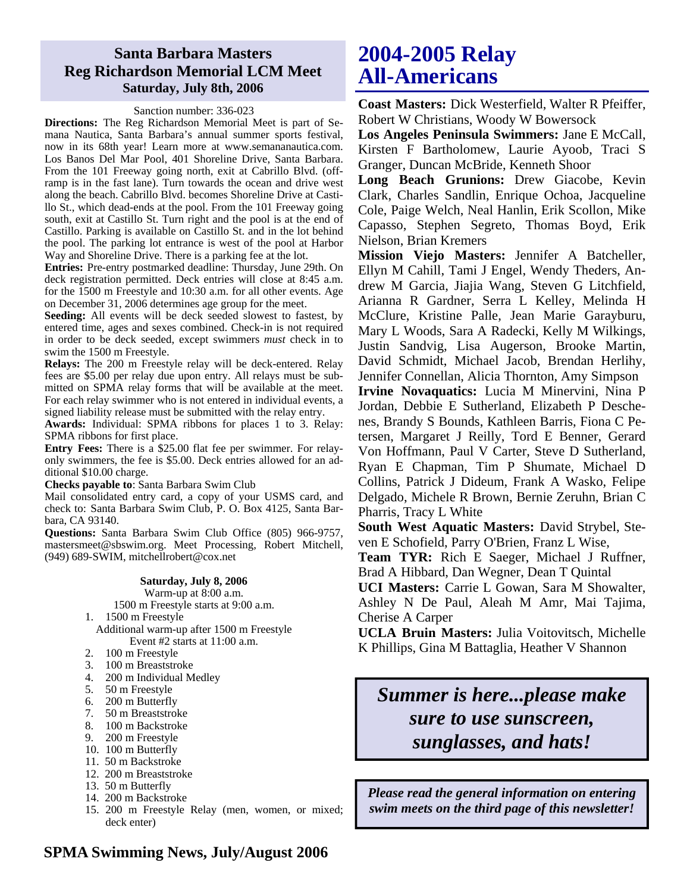## Santa Barbara Masters Reg Richardson Memorial LCM Meet
### Saturday, July 8th, 2006

Sanction number: 336-023

**Directions:** The Reg Richardson Memorial Meet is part of Semana Nautica, Santa Barbara's annual summer sports festival, now in its 68th year! Learn more at www.semananautica.com. Los Banos Del Mar Pool, 401 Shoreline Drive, Santa Barbara. From the 101 Freeway going north, exit at Cabrillo Blvd. (off-ramp is in the fast lane). Turn towards the ocean and drive west along the beach. Cabrillo Blvd. becomes Shoreline Drive at Castillo St., which dead-ends at the pool. From the 101 Freeway going south, exit at Castillo St. Turn right and the pool is at the end of Castillo. Parking is available on Castillo St. and in the lot behind the pool. The parking lot entrance is west of the pool at Harbor Way and Shoreline Drive. There is a parking fee at the lot.

**Entries:** Pre-entry postmarked deadline: Thursday, June 29th. On deck registration permitted. Deck entries will close at 8:45 a.m. for the 1500 m Freestyle and 10:30 a.m. for all other events. Age on December 31, 2006 determines age group for the meet.

**Seeding:** All events will be deck seeded slowest to fastest, by entered time, ages and sexes combined. Check-in is not required in order to be deck seeded, except swimmers *must* check in to swim the 1500 m Freestyle.

**Relays:** The 200 m Freestyle relay will be deck-entered. Relay fees are $5.00 per relay due upon entry. All relays must be submitted on SPMA relay forms that will be available at the meet. For each relay swimmer who is not entered in individual events, a signed liability release must be submitted with the relay entry.

**Awards:** Individual: SPMA ribbons for places 1 to 3. Relay: SPMA ribbons for first place.

**Entry Fees:** There is a $25.00 flat fee per swimmer. For relay-only swimmers, the fee is $5.00. Deck entries allowed for an additional $10.00 charge.

**Checks payable to**: Santa Barbara Swim Club

Mail consolidated entry card, a copy of your USMS card, and check to: Santa Barbara Swim Club, P. O. Box 4125, Santa Barbara, CA 93140.

**Questions:** Santa Barbara Swim Club Office (805) 966-9757, mastersmeet@sbswim.org. Meet Processing, Robert Mitchell, (949) 689-SWIM, mitchellrobert@cox.net

**Saturday, July 8, 2006**

Warm-up at 8:00 a.m.
1500 m Freestyle starts at 9:00 a.m.

1. 1500 m Freestyle

Additional warm-up after 1500 m Freestyle
Event #2 starts at 11:00 a.m.

2. 100 m Freestyle
3. 100 m Breaststroke
4. 200 m Individual Medley
5. 50 m Freestyle
6. 200 m Butterfly
7. 50 m Breaststroke
8. 100 m Backstroke
9. 200 m Freestyle
10. 100 m Butterfly
11. 50 m Backstroke
12. 200 m Breaststroke
13. 50 m Butterfly
14. 200 m Backstroke
15. 200 m Freestyle Relay (men, women, or mixed; deck enter)

## 2004-2005 Relay All-Americans

**Coast Masters:** Dick Westerfield, Walter R Pfeiffer, Robert W Christians, Woody W Bowersock

**Los Angeles Peninsula Swimmers:** Jane E McCall, Kirsten F Bartholomew, Laurie Ayoob, Traci S Granger, Duncan McBride, Kenneth Shoor

**Long Beach Grunions:** Drew Giacobe, Kevin Clark, Charles Sandlin, Enrique Ochoa, Jacqueline Cole, Paige Welch, Neal Hanlin, Erik Scollon, Mike Capasso, Stephen Segreto, Thomas Boyd, Erik Nielson, Brian Kremers

**Mission Viejo Masters:** Jennifer A Batcheller, Ellyn M Cahill, Tami J Engel, Wendy Theders, Andrew M Garcia, Jiajia Wang, Steven G Litchfield, Arianna R Gardner, Serra L Kelley, Melinda H McClure, Kristine Palle, Jean Marie Garayburu, Mary L Woods, Sara A Radecki, Kelly M Wilkings, Justin Sandvig, Lisa Augerson, Brooke Martin, David Schmidt, Michael Jacob, Brendan Herlihy, Jennifer Connellan, Alicia Thornton, Amy Simpson

**Irvine Novaquatics:** Lucia M Minervini, Nina P Jordan, Debbie E Sutherland, Elizabeth P Deschenes, Brandy S Bounds, Kathleen Barris, Fiona C Petersen, Margaret J Reilly, Tord E Benner, Gerard Von Hoffmann, Paul V Carter, Steve D Sutherland, Ryan E Chapman, Tim P Shumate, Michael D Collins, Patrick J Dideum, Frank A Wasko, Felipe Delgado, Michele R Brown, Bernie Zeruhn, Brian C Pharris, Tracy L White

**South West Aquatic Masters:** David Strybel, Steven E Schofield, Parry O'Brien, Franz L Wise,

**Team TYR:** Rich E Saeger, Michael J Ruffner, Brad A Hibbard, Dan Wegner, Dean T Quintal

**UCI Masters:** Carrie L Gowan, Sara M Showalter, Ashley N De Paul, Aleah M Amr, Mai Tajima, Cherise A Carper

**UCLA Bruin Masters:** Julia Voitovitsch, Michelle K Phillips, Gina M Battaglia, Heather V Shannon

***Summer is here...please make sure to use sunscreen, sunglasses, and hats!***

***Please read the general information on entering swim meets on the third page of this newsletter!***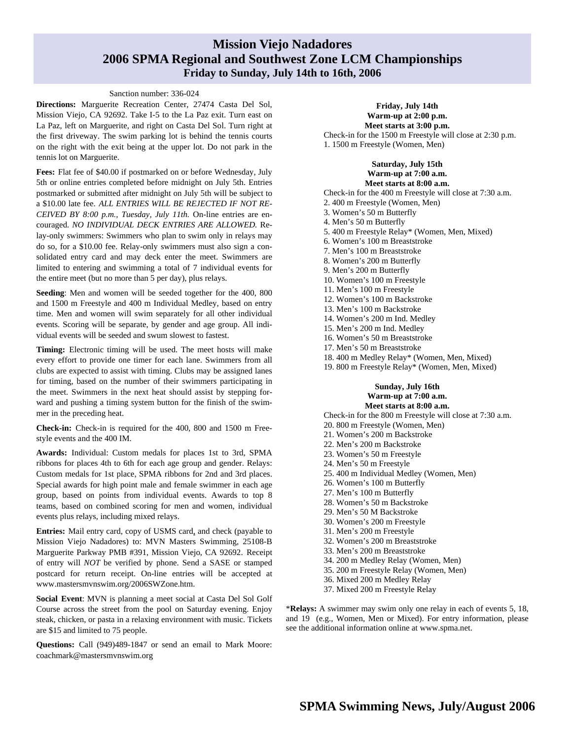# Mission Viejo Nadadores
## 2006 SPMA Regional and Southwest Zone LCM Championships
### Friday to Sunday, July 14th to 16th, 2006

Sanction number: 336-024

**Directions:** Marguerite Recreation Center, 27474 Casta Del Sol, Mission Viejo, CA 92692. Take I-5 to the La Paz exit. Turn east on La Paz, left on Marguerite, and right on Casta Del Sol. Turn right at the first driveway. The swim parking lot is behind the tennis courts on the right with the exit being at the upper lot. Do not park in the tennis lot on Marguerite.

**Fees:** Flat fee of $40.00 if postmarked on or before Wednesday, July 5th or online entries completed before midnight on July 5th. Entries postmarked or submitted after midnight on July 5th will be subject to a $10.00 late fee. *ALL ENTRIES WILL BE REJECTED IF NOT RECEIVED BY 8:00 p.m., Tuesday, July 11th.* On-line entries are encouraged. *NO INDIVIDUAL DECK ENTRIES ARE ALLOWED.* Relay-only swimmers: Swimmers who plan to swim only in relays may do so, for a $10.00 fee. Relay-only swimmers must also sign a consolidated entry card and may deck enter the meet. Swimmers are limited to entering and swimming a total of 7 individual events for the entire meet (but no more than 5 per day), plus relays.

**Seeding**: Men and women will be seeded together for the 400, 800 and 1500 m Freestyle and 400 m Individual Medley, based on entry time. Men and women will swim separately for all other individual events. Scoring will be separate, by gender and age group. All individual events will be seeded and swum slowest to fastest.

**Timing:** Electronic timing will be used. The meet hosts will make every effort to provide one timer for each lane. Swimmers from all clubs are expected to assist with timing. Clubs may be assigned lanes for timing, based on the number of their swimmers participating in the meet. Swimmers in the next heat should assist by stepping forward and pushing a timing system button for the finish of the swimmer in the preceding heat.

**Check-in:** Check-in is required for the 400, 800 and 1500 m Freestyle events and the 400 IM.

**Awards:** Individual: Custom medals for places 1st to 3rd, SPMA ribbons for places 4th to 6th for each age group and gender. Relays: Custom medals for 1st place, SPMA ribbons for 2nd and 3rd places. Special awards for high point male and female swimmer in each age group, based on points from individual events. Awards to top 8 teams, based on combined scoring for men and women, individual events plus relays, including mixed relays.

**Entries:** Mail entry card, copy of USMS card, and check (payable to Mission Viejo Nadadores) to: MVN Masters Swimming, 25108-B Marguerite Parkway PMB #391, Mission Viejo, CA 92692. Receipt of entry will *NOT* be verified by phone. Send a SASE or stamped postcard for return receipt. On-line entries will be accepted at www.mastersmvnswim.org/2006SWZone.htm.

**Social Event**: MVN is planning a meet social at Casta Del Sol Golf Course across the street from the pool on Saturday evening. Enjoy steak, chicken, or pasta in a relaxing environment with music. Tickets are $15 and limited to 75 people.

**Questions:** Call (949)489-1847 or send an email to Mark Moore: coachmark@mastersmvnswim.org

**Friday, July 14th**
**Warm-up at 2:00 p.m.**
**Meet starts at 3:00 p.m.**

Check-in for the 1500 m Freestyle will close at 2:30 p.m.

1. 1500 m Freestyle (Women, Men)

**Saturday, July 15th**
**Warm-up at 7:00 a.m.**
**Meet starts at 8:00 a.m.**

Check-in for the 400 m Freestyle will close at 7:30 a.m.

2. 400 m Freestyle (Women, Men)
3. Women's 50 m Butterfly
4. Men's 50 m Butterfly
5. 400 m Freestyle Relay* (Women, Men, Mixed)
6. Women's 100 m Breaststroke
7. Men's 100 m Breaststroke
8. Women's 200 m Butterfly
9. Men's 200 m Butterfly
10. Women's 100 m Freestyle
11. Men's 100 m Freestyle
12. Women's 100 m Backstroke
13. Men's 100 m Backstroke
14. Women's 200 m Ind. Medley
15. Men's 200 m Ind. Medley
16. Women's 50 m Breaststroke
17. Men's 50 m Breaststroke
18. 400 m Medley Relay* (Women, Men, Mixed)
19. 800 m Freestyle Relay* (Women, Men, Mixed)

**Sunday, July 16th**
**Warm-up at 7:00 a.m.**
**Meet starts at 8:00 a.m.**

Check-in for the 800 m Freestyle will close at 7:30 a.m.

20. 800 m Freestyle (Women, Men)
21. Women's 200 m Backstroke
22. Men's 200 m Backstroke
23. Women's 50 m Freestyle
24. Men's 50 m Freestyle
25. 400 m Individual Medley (Women, Men)
26. Women's 100 m Butterfly
27. Men's 100 m Butterfly
28. Women's 50 m Backstroke
29. Men's 50 M Backstroke
30. Women's 200 m Freestyle
31. Men's 200 m Freestyle
32. Women's 200 m Breaststroke
33. Men's 200 m Breaststroke
34. 200 m Medley Relay (Women, Men)
35. 200 m Freestyle Relay (Women, Men)
36. Mixed 200 m Medley Relay
37. Mixed 200 m Freestyle Relay

\***Relays:** A swimmer may swim only one relay in each of events 5, 18, and 19 (e.g., Women, Men or Mixed). For entry information, please see the additional information online at www.spma.net.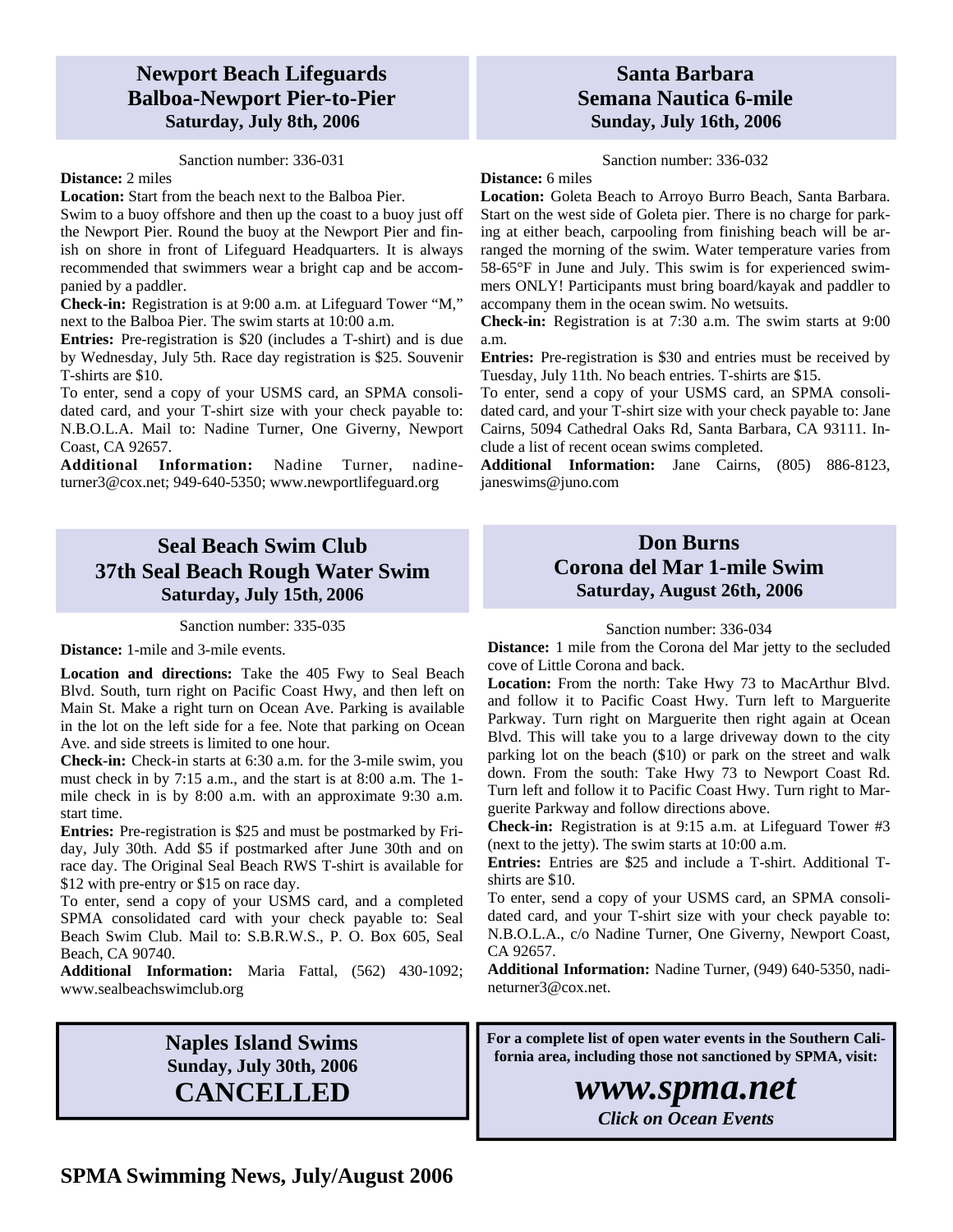## Newport Beach Lifeguards Balboa-Newport Pier-to-Pier

### Saturday, July 8th, 2006

Sanction number: 336-031

**Distance:** 2 miles

**Location:** Start from the beach next to the Balboa Pier.

Swim to a buoy offshore and then up the coast to a buoy just off the Newport Pier. Round the buoy at the Newport Pier and finish on shore in front of Lifeguard Headquarters. It is always recommended that swimmers wear a bright cap and be accompanied by a paddler.

**Check-in:** Registration is at 9:00 a.m. at Lifeguard Tower "M," next to the Balboa Pier. The swim starts at 10:00 a.m.

**Entries:** Pre-registration is $20 (includes a T-shirt) and is due by Wednesday, July 5th. Race day registration is $25. Souvenir T-shirts are $10.

To enter, send a copy of your USMS card, an SPMA consolidated card, and your T-shirt size with your check payable to: N.B.O.L.A. Mail to: Nadine Turner, One Giverny, Newport Coast, CA 92657.

**Additional Information:** Nadine Turner, nadineturner3@cox.net; 949-640-5350; www.newportlifeguard.org

## Santa Barbara Semana Nautica 6-mile

### Sunday, July 16th, 2006

Sanction number: 336-032

**Distance:** 6 miles

**Location:** Goleta Beach to Arroyo Burro Beach, Santa Barbara. Start on the west side of Goleta pier. There is no charge for parking at either beach, carpooling from finishing beach will be arranged the morning of the swim. Water temperature varies from 58-65°F in June and July. This swim is for experienced swimmers ONLY! Participants must bring board/kayak and paddler to accompany them in the ocean swim. No wetsuits.

**Check-in:** Registration is at 7:30 a.m. The swim starts at 9:00 a.m.

**Entries:** Pre-registration is $30 and entries must be received by Tuesday, July 11th. No beach entries. T-shirts are $15.

To enter, send a copy of your USMS card, an SPMA consolidated card, and your T-shirt size with your check payable to: Jane Cairns, 5094 Cathedral Oaks Rd, Santa Barbara, CA 93111. Include a list of recent ocean swims completed.

**Additional Information:** Jane Cairns, (805) 886-8123, janeswims@juno.com

## Seal Beach Swim Club 37th Seal Beach Rough Water Swim

### Saturday, July 15th, 2006

Sanction number: 335-035

**Distance:** 1-mile and 3-mile events.

**Location and directions:** Take the 405 Fwy to Seal Beach Blvd. South, turn right on Pacific Coast Hwy, and then left on Main St. Make a right turn on Ocean Ave. Parking is available in the lot on the left side for a fee. Note that parking on Ocean Ave. and side streets is limited to one hour.

**Check-in:** Check-in starts at 6:30 a.m. for the 3-mile swim, you must check in by 7:15 a.m., and the start is at 8:00 a.m. The 1-mile check in is by 8:00 a.m. with an approximate 9:30 a.m. start time.

**Entries:** Pre-registration is $25 and must be postmarked by Friday, July 30th. Add $5 if postmarked after June 30th and on race day. The Original Seal Beach RWS T-shirt is available for $12 with pre-entry or $15 on race day.

To enter, send a copy of your USMS card, and a completed SPMA consolidated card with your check payable to: Seal Beach Swim Club. Mail to: S.B.R.W.S., P. O. Box 605, Seal Beach, CA 90740.

**Additional Information:** Maria Fattal, (562) 430-1092; www.sealbeachswimclub.org

## Don Burns Corona del Mar 1-mile Swim

### Saturday, August 26th, 2006

Sanction number: 336-034

**Distance:** 1 mile from the Corona del Mar jetty to the secluded cove of Little Corona and back.

**Location:** From the north: Take Hwy 73 to MacArthur Blvd. and follow it to Pacific Coast Hwy. Turn left to Marguerite Parkway. Turn right on Marguerite then right again at Ocean Blvd. This will take you to a large driveway down to the city parking lot on the beach ($10) or park on the street and walk down. From the south: Take Hwy 73 to Newport Coast Rd. Turn left and follow it to Pacific Coast Hwy. Turn right to Marguerite Parkway and follow directions above.

**Check-in:** Registration is at 9:15 a.m. at Lifeguard Tower #3 (next to the jetty). The swim starts at 10:00 a.m.

**Entries:** Entries are $25 and include a T-shirt. Additional T-shirts are $10.

To enter, send a copy of your USMS card, an SPMA consolidated card, and your T-shirt size with your check payable to: N.B.O.L.A., c/o Nadine Turner, One Giverny, Newport Coast, CA 92657.

**Additional Information:** Nadine Turner, (949) 640-5350, nadineturner3@cox.net.

## Naples Island Swims

### Sunday, July 30th, 2006

## CANCELLED

**For a complete list of open water events in the Southern California area, including those not sanctioned by SPMA, visit:**

***www.spma.net***

***Click on Ocean Events***

**SPMA Swimming News, July/August 2006**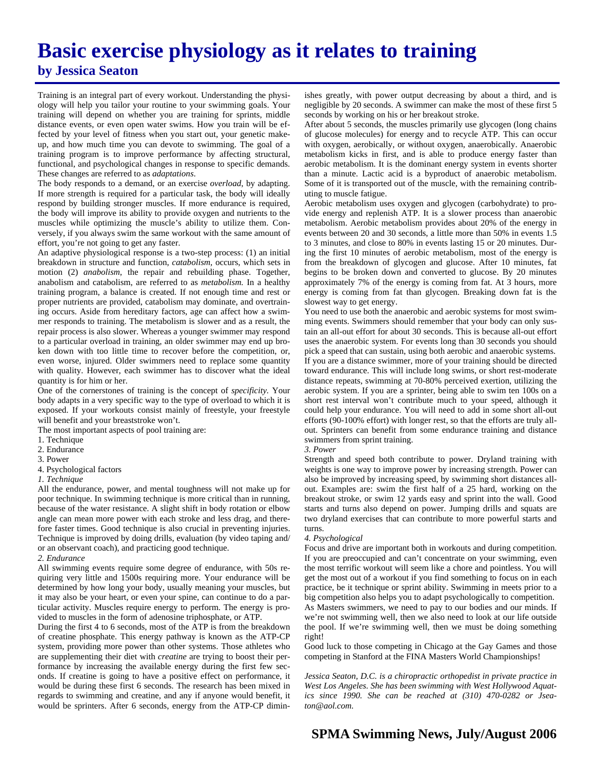# Basic exercise physiology as it relates to training

## by Jessica Seaton

Training is an integral part of every workout. Understanding the physiology will help you tailor your routine to your swimming goals. Your training will depend on whether you are training for sprints, middle distance events, or even open water swims. How you train will be effected by your level of fitness when you start out, your genetic make-up, and how much time you can devote to swimming. The goal of a training program is to improve performance by affecting structural, functional, and psychological changes in response to specific demands. These changes are referred to as *adaptations*.

The body responds to a demand, or an exercise *overload*, by adapting. If more strength is required for a particular task, the body will ideally respond by building stronger muscles. If more endurance is required, the body will improve its ability to provide oxygen and nutrients to the muscles while optimizing the muscle's ability to utilize them. Conversely, if you always swim the same workout with the same amount of effort, you're not going to get any faster.

An adaptive physiological response is a two-step process: (1) an initial breakdown in structure and function, *catabolism*, occurs, which sets in motion (2) *anabolism*, the repair and rebuilding phase. Together, anabolism and catabolism, are referred to as *metabolism.* In a healthy training program, a balance is created. If not enough time and rest or proper nutrients are provided, catabolism may dominate, and overtraining occurs. Aside from hereditary factors, age can affect how a swimmer responds to training. The metabolism is slower and as a result, the repair process is also slower. Whereas a younger swimmer may respond to a particular overload in training, an older swimmer may end up broken down with too little time to recover before the competition, or, even worse, injured. Older swimmers need to replace some quantity with quality. However, each swimmer has to discover what the ideal quantity is for him or her.

One of the cornerstones of training is the concept of *specificity.* Your body adapts in a very specific way to the type of overload to which it is exposed. If your workouts consist mainly of freestyle, your freestyle will benefit and your breaststroke won't.

The most important aspects of pool training are:

1. Technique
2. Endurance
3. Power
4. Psychological factors

*1. Technique*

All the endurance, power, and mental toughness will not make up for poor technique. In swimming technique is more critical than in running, because of the water resistance. A slight shift in body rotation or elbow angle can mean more power with each stroke and less drag, and therefore faster times. Good technique is also crucial in preventing injuries. Technique is improved by doing drills, evaluation (by video taping and/or an observant coach), and practicing good technique.

*2. Endurance*

All swimming events require some degree of endurance, with 50s requiring very little and 1500s requiring more. Your endurance will be determined by how long your body, usually meaning your muscles, but it may also be your heart, or even your spine, can continue to do a particular activity. Muscles require energy to perform. The energy is provided to muscles in the form of adenosine triphosphate, or ATP.

During the first 4 to 6 seconds, most of the ATP is from the breakdown of creatine phosphate. This energy pathway is known as the ATP-CP system, providing more power than other systems. Those athletes who are supplementing their diet with *creatine* are trying to boost their performance by increasing the available energy during the first few seconds. If creatine is going to have a positive effect on performance, it would be during these first 6 seconds. The research has been mixed in regards to swimming and creatine, and any if anyone would benefit, it would be sprinters. After 6 seconds, energy from the ATP-CP diminishes greatly, with power output decreasing by about a third, and is negligible by 20 seconds. A swimmer can make the most of these first 5 seconds by working on his or her breakout stroke.

After about 5 seconds, the muscles primarily use glycogen (long chains of glucose molecules) for energy and to recycle ATP. This can occur with oxygen, aerobically, or without oxygen, anaerobically. Anaerobic metabolism kicks in first, and is able to produce energy faster than aerobic metabolism. It is the dominant energy system in events shorter than a minute. Lactic acid is a byproduct of anaerobic metabolism. Some of it is transported out of the muscle, with the remaining contributing to muscle fatigue.

Aerobic metabolism uses oxygen and glycogen (carbohydrate) to provide energy and replenish ATP. It is a slower process than anaerobic metabolism. Aerobic metabolism provides about 20% of the energy in events between 20 and 30 seconds, a little more than 50% in events 1.5 to 3 minutes, and close to 80% in events lasting 15 or 20 minutes. During the first 10 minutes of aerobic metabolism, most of the energy is from the breakdown of glycogen and glucose. After 10 minutes, fat begins to be broken down and converted to glucose. By 20 minutes approximately 7% of the energy is coming from fat. At 3 hours, more energy is coming from fat than glycogen. Breaking down fat is the slowest way to get energy.

You need to use both the anaerobic and aerobic systems for most swimming events. Swimmers should remember that your body can only sustain an all-out effort for about 30 seconds. This is because all-out effort uses the anaerobic system. For events long than 30 seconds you should pick a speed that can sustain, using both aerobic and anaerobic systems. If you are a distance swimmer, more of your training should be directed toward endurance. This will include long swims, or short rest-moderate distance repeats, swimming at 70-80% perceived exertion, utilizing the aerobic system. If you are a sprinter, being able to swim ten 100s on a short rest interval won't contribute much to your speed, although it could help your endurance. You will need to add in some short all-out efforts (90-100% effort) with longer rest, so that the efforts are truly all-out. Sprinters can benefit from some endurance training and distance swimmers from sprint training.

*3. Power*

Strength and speed both contribute to power. Dryland training with weights is one way to improve power by increasing strength. Power can also be improved by increasing speed, by swimming short distances all-out. Examples are: swim the first half of a 25 hard, working on the breakout stroke, or swim 12 yards easy and sprint into the wall. Good starts and turns also depend on power. Jumping drills and squats are two dryland exercises that can contribute to more powerful starts and turns.

*4. Psychological*

Focus and drive are important both in workouts and during competition. If you are preoccupied and can't concentrate on your swimming, even the most terrific workout will seem like a chore and pointless. You will get the most out of a workout if you find something to focus on in each practice, be it technique or sprint ability. Swimming in meets prior to a big competition also helps you to adapt psychologically to competition.

As Masters swimmers, we need to pay to our bodies and our minds. If we're not swimming well, then we also need to look at our life outside the pool. If we're swimming well, then we must be doing something right!

Good luck to those competing in Chicago at the Gay Games and those competing in Stanford at the FINA Masters World Championships!

*Jessica Seaton, D.C. is a chiropractic orthopedist in private practice in West Los Angeles. She has been swimming with West Hollywood Aquatics since 1990. She can be reached at (310) 470-0282 or Jseaton@aol.com.*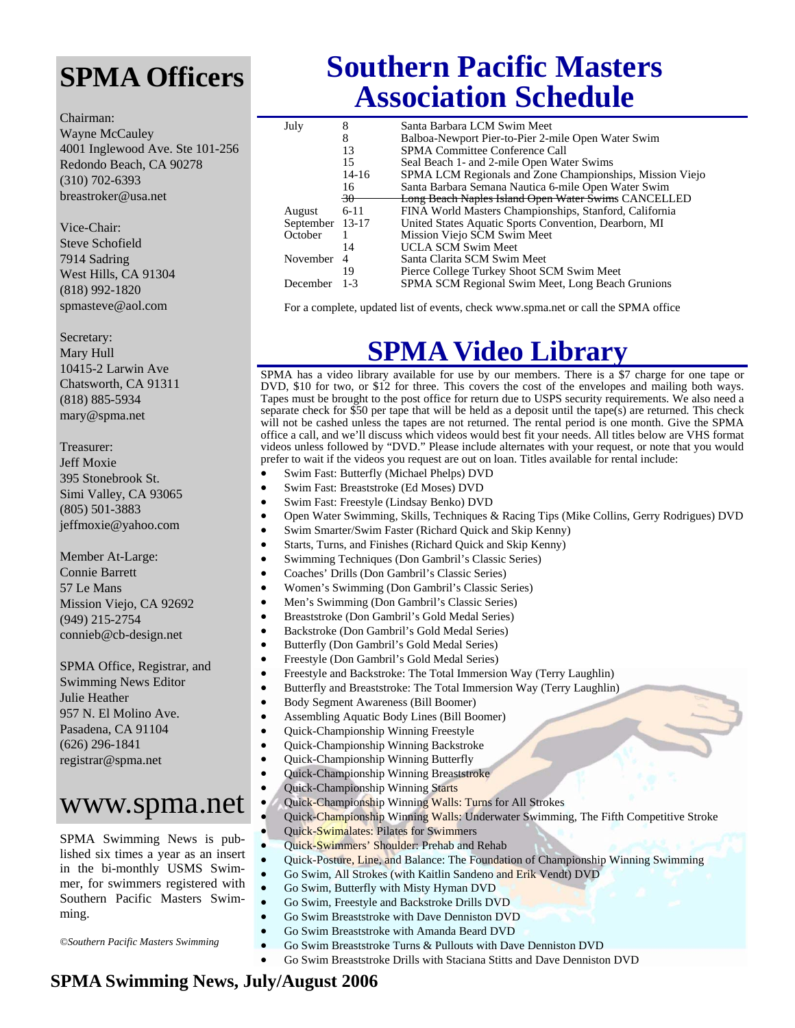# Southern Pacific Masters Association Schedule

| | | |
|---|---|---|
| July | 8 | Santa Barbara LCM Swim Meet |
| | 8 | Balboa-Newport Pier-to-Pier 2-mile Open Water Swim |
| | 13 | SPMA Committee Conference Call |
| | 15 | Seal Beach 1- and 2-mile Open Water Swims |
| | 14-16 | SPMA LCM Regionals and Zone Championships, Mission Viejo |
| | 16 | Santa Barbara Semana Nautica 6-mile Open Water Swim |
| | ~~30~~ | ~~Long Beach Naples Island Open Water Swims~~ CANCELLED |
| August | 6-11 | FINA World Masters Championships, Stanford, California |
| September | 13-17 | United States Aquatic Sports Convention, Dearborn, MI |
| October | 1 | Mission Viejo SCM Swim Meet |
| | 14 | UCLA SCM Swim Meet |
| November | 4 | Santa Clarita SCM Swim Meet |
| | 19 | Pierce College Turkey Shoot SCM Swim Meet |
| December | 1-3 | SPMA SCM Regional Swim Meet, Long Beach Grunions |

For a complete, updated list of events, check www.spma.net or call the SPMA office

# SPMA Video Library

SPMA has a video library available for use by our members. There is a $7 charge for one tape or DVD, $10 for two, or $12 for three. This covers the cost of the envelopes and mailing both ways. Tapes must be brought to the post office for return due to USPS security requirements. We also need a separate check for $50 per tape that will be held as a deposit until the tape(s) are returned. This check will not be cashed unless the tapes are not returned. The rental period is one month. Give the SPMA office a call, and we'll discuss which videos would best fit your needs. All titles below are VHS format videos unless followed by "DVD." Please include alternates with your request, or note that you would prefer to wait if the videos you request are out on loan. Titles available for rental include:

- Swim Fast: Butterfly (Michael Phelps) DVD
- Swim Fast: Breaststroke (Ed Moses) DVD
- Swim Fast: Freestyle (Lindsay Benko) DVD
- Open Water Swimming, Skills, Techniques & Racing Tips (Mike Collins, Gerry Rodrigues) DVD
- Swim Smarter/Swim Faster (Richard Quick and Skip Kenny)
- Starts, Turns, and Finishes (Richard Quick and Skip Kenny)
- Swimming Techniques (Don Gambril's Classic Series)
- Coaches' Drills (Don Gambril's Classic Series)
- Women's Swimming (Don Gambril's Classic Series)
- Men's Swimming (Don Gambril's Classic Series)
- Breaststroke (Don Gambril's Gold Medal Series)
- Backstroke (Don Gambril's Gold Medal Series)
- Butterfly (Don Gambril's Gold Medal Series)
- Freestyle (Don Gambril's Gold Medal Series)
- Freestyle and Backstroke: The Total Immersion Way (Terry Laughlin)
- Butterfly and Breaststroke: The Total Immersion Way (Terry Laughlin)
- Body Segment Awareness (Bill Boomer)
- Assembling Aquatic Body Lines (Bill Boomer)
- Quick-Championship Winning Freestyle
- Quick-Championship Winning Backstroke
- Quick-Championship Winning Butterfly
- Quick-Championship Winning Breaststroke
- Quick-Championship Winning Starts
- Quick-Championship Winning Walls: Turns for All Strokes
- Quick-Championship Winning Walls: Underwater Swimming, The Fifth Competitive Stroke
- Quick-Swimalates: Pilates for Swimmers
- Quick-Swimmers' Shoulder: Prehab and Rehab
- Quick-Posture, Line, and Balance: The Foundation of Championship Winning Swimming
- Go Swim, All Strokes (with Kaitlin Sandeno and Erik Vendt) DVD
- Go Swim, Butterfly with Misty Hyman DVD
- Go Swim, Freestyle and Backstroke Drills DVD
- Go Swim Breaststroke with Dave Denniston DVD
- Go Swim Breaststroke with Amanda Beard DVD
- Go Swim Breaststroke Turns & Pullouts with Dave Denniston DVD
- Go Swim Breaststroke Drills with Staciana Stitts and Dave Denniston DVD

# SPMA Officers

Chairman:
Wayne McCauley
4001 Inglewood Ave. Ste 101-256
Redondo Beach, CA 90278
(310) 702-6393
breastroker@usa.net

Vice-Chair:
Steve Schofield
7914 Sadring
West Hills, CA 91304
(818) 992-1820
spmasteve@aol.com

Secretary:
Mary Hull
10415-2 Larwin Ave
Chatsworth, CA 91311
(818) 885-5934
mary@spma.net

Treasurer:
Jeff Moxie
395 Stonebrook St.
Simi Valley, CA 93065
(805) 501-3883
jeffmoxie@yahoo.com

Member At-Large:
Connie Barrett
57 Le Mans
Mission Viejo, CA 92692
(949) 215-2754
connieb@cb-design.net

SPMA Office, Registrar, and Swimming News Editor
Julie Heather
957 N. El Molino Ave.
Pasadena, CA 91104
(626) 296-1841
registrar@spma.net

# www.spma.net

SPMA Swimming News is published six times a year as an insert in the bi-monthly USMS Swimmer, for swimmers registered with Southern Pacific Masters Swimming.

*©Southern Pacific Masters Swimming*

**SPMA Swimming News, July/August 2006**